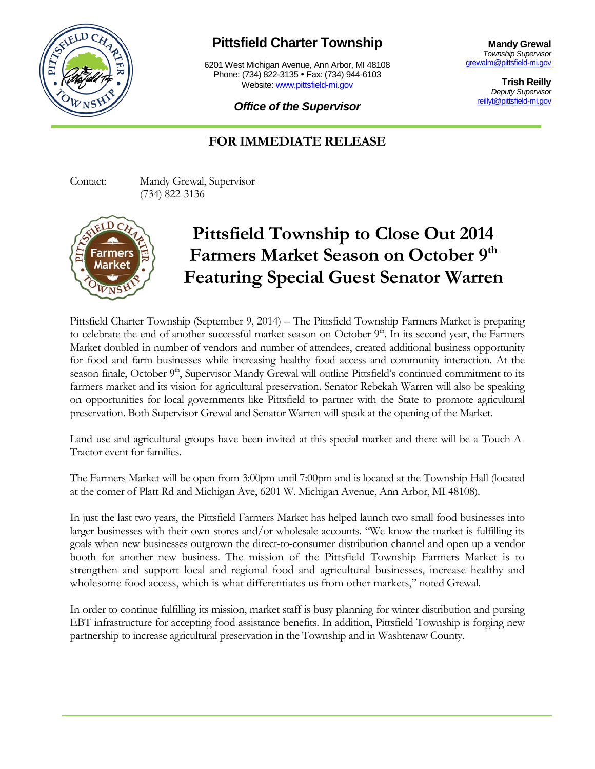# Pittsfield Charter Township

6201 West Michigan Avenue, Ann Arbor, MI 48108
Phone: (734) 822-3135 • Fax: (734) 944-6103
Website: www.pittsfield-mi.gov

***Office of the Supervisor***

**Mandy Grewal**
*Township Supervisor*
grewalm@pittsfield-mi.gov

**Trish Reilly**
*Deputy Supervisor*
reillyt@pittsfield-mi.gov

## FOR IMMEDIATE RELEASE

Contact: Mandy Grewal, Supervisor
(734) 822-3136

# Pittsfield Township to Close Out 2014 Farmers Market Season on October 9th Featuring Special Guest Senator Warren

Pittsfield Charter Township (September 9, 2014) – The Pittsfield Township Farmers Market is preparing to celebrate the end of another successful market season on October 9th. In its second year, the Farmers Market doubled in number of vendors and number of attendees, created additional business opportunity for food and farm businesses while increasing healthy food access and community interaction. At the season finale, October 9th, Supervisor Mandy Grewal will outline Pittsfield's continued commitment to its farmers market and its vision for agricultural preservation. Senator Rebekah Warren will also be speaking on opportunities for local governments like Pittsfield to partner with the State to promote agricultural preservation. Both Supervisor Grewal and Senator Warren will speak at the opening of the Market.

Land use and agricultural groups have been invited at this special market and there will be a Touch-A-Tractor event for families.

The Farmers Market will be open from 3:00pm until 7:00pm and is located at the Township Hall (located at the corner of Platt Rd and Michigan Ave, 6201 W. Michigan Avenue, Ann Arbor, MI 48108).

In just the last two years, the Pittsfield Farmers Market has helped launch two small food businesses into larger businesses with their own stores and/or wholesale accounts. "We know the market is fulfilling its goals when new businesses outgrown the direct-to-consumer distribution channel and open up a vendor booth for another new business. The mission of the Pittsfield Township Farmers Market is to strengthen and support local and regional food and agricultural businesses, increase healthy and wholesome food access, which is what differentiates us from other markets," noted Grewal.

In order to continue fulfilling its mission, market staff is busy planning for winter distribution and pursing EBT infrastructure for accepting food assistance benefits. In addition, Pittsfield Township is forging new partnership to increase agricultural preservation in the Township and in Washtenaw County.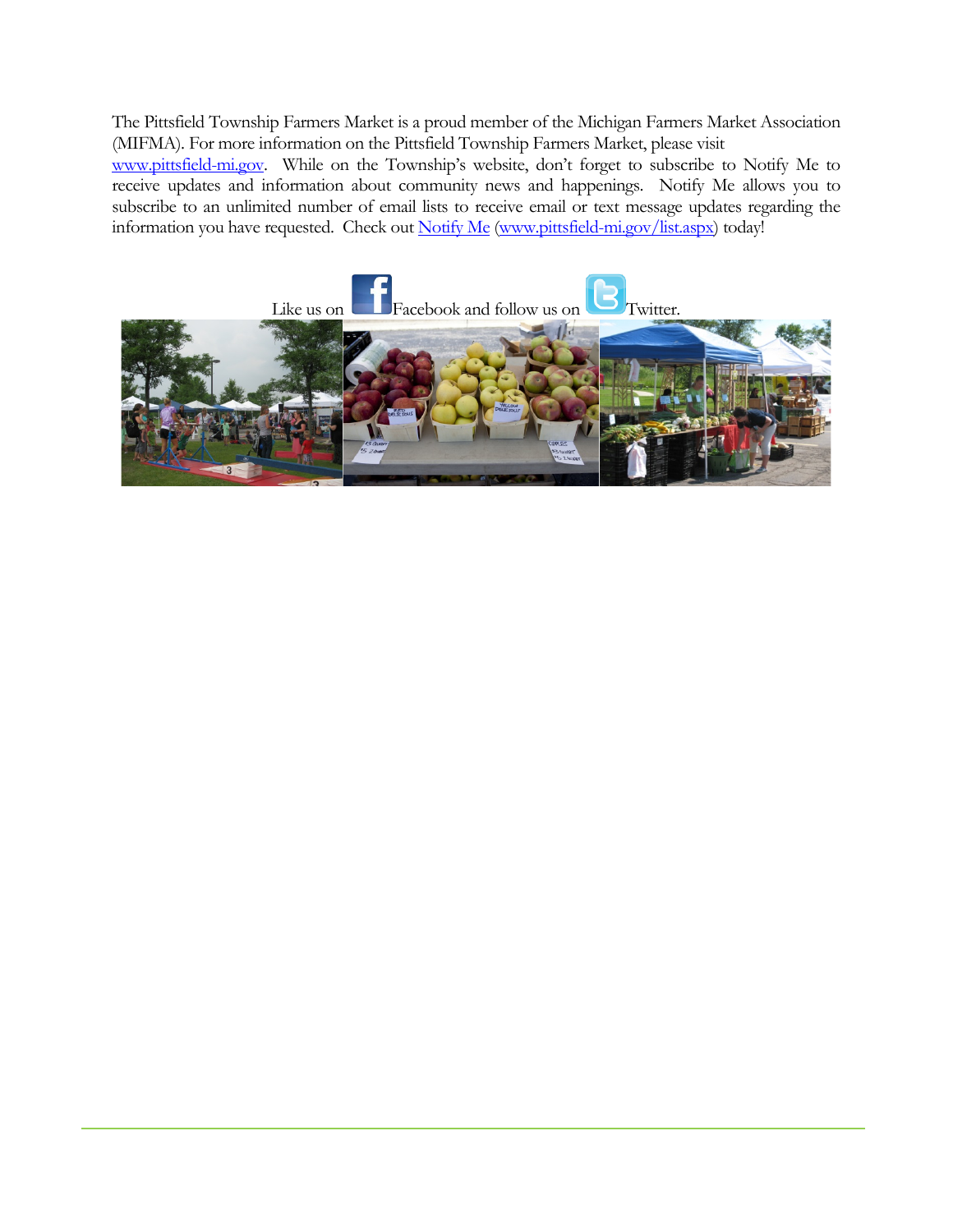The Pittsfield Township Farmers Market is a proud member of the Michigan Farmers Market Association (MIFMA). For more information on the Pittsfield Township Farmers Market, please visit www.pittsfield-mi.gov. While on the Township's website, don't forget to subscribe to Notify Me to receive updates and information about community news and happenings. Notify Me allows you to subscribe to an unlimited number of email lists to receive email or text message updates regarding the information you have requested. Check out Notify Me (www.pittsfield-mi.gov/list.aspx) today!

Like us on Facebook and follow us on Twitter.